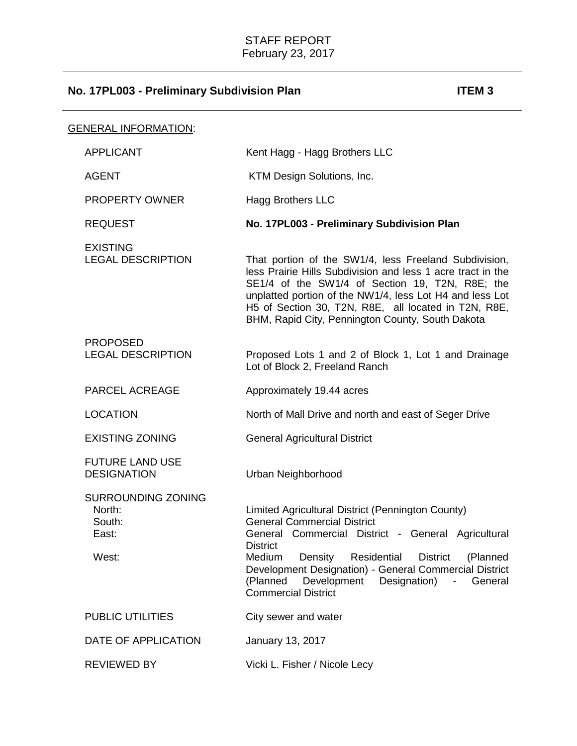STAFF REPORT
February 23, 2017

## No. 17PL003 - Preliminary Subdivision Plan — ITEM 3

GENERAL INFORMATION:

| | |
|---|---|
| APPLICANT | Kent Hagg - Hagg Brothers LLC |
| AGENT | KTM Design Solutions, Inc. |
| PROPERTY OWNER | Hagg Brothers LLC |
| REQUEST | **No. 17PL003 - Preliminary Subdivision Plan** |
| EXISTING LEGAL DESCRIPTION | That portion of the SW1/4, less Freeland Subdivision, less Prairie Hills Subdivision and less 1 acre tract in the SE1/4 of the SW1/4 of Section 19, T2N, R8E; the unplatted portion of the NW1/4, less Lot H4 and less Lot H5 of Section 30, T2N, R8E, all located in T2N, R8E, BHM, Rapid City, Pennington County, South Dakota |
| PROPOSED LEGAL DESCRIPTION | Proposed Lots 1 and 2 of Block 1, Lot 1 and Drainage Lot of Block 2, Freeland Ranch |
| PARCEL ACREAGE | Approximately 19.44 acres |
| LOCATION | North of Mall Drive and north and east of Seger Drive |
| EXISTING ZONING | General Agricultural District |
| FUTURE LAND USE DESIGNATION | Urban Neighborhood |
| SURROUNDING ZONING | |
| North: | Limited Agricultural District (Pennington County) |
| South: | General Commercial District |
| East: | General Commercial District - General Agricultural District |
| West: | Medium Density Residential District (Planned Development Designation) - General Commercial District (Planned Development Designation) - General Commercial District |
| PUBLIC UTILITIES | City sewer and water |
| DATE OF APPLICATION | January 13, 2017 |
| REVIEWED BY | Vicki L. Fisher / Nicole Lecy |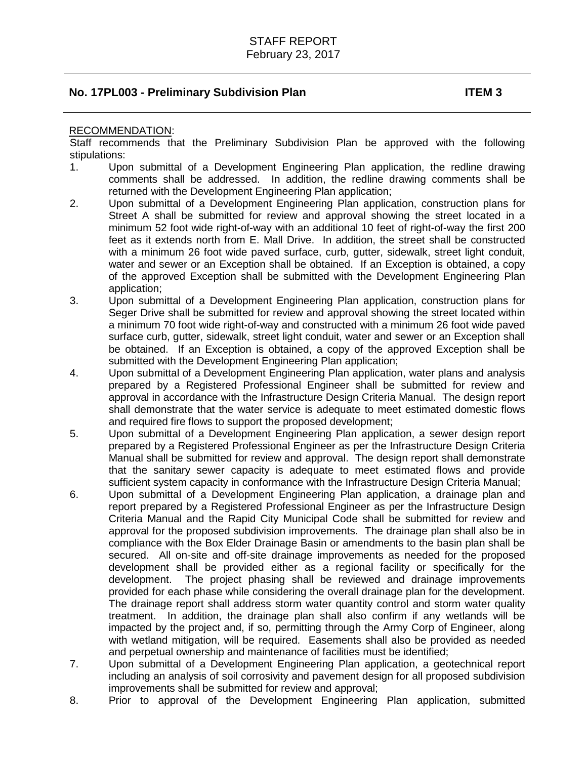STAFF REPORT
February 23, 2017

**No. 17PL003 - Preliminary Subdivision Plan** **ITEM 3**

RECOMMENDATION:

Staff recommends that the Preliminary Subdivision Plan be approved with the following stipulations:

1. Upon submittal of a Development Engineering Plan application, the redline drawing comments shall be addressed. In addition, the redline drawing comments shall be returned with the Development Engineering Plan application;
2. Upon submittal of a Development Engineering Plan application, construction plans for Street A shall be submitted for review and approval showing the street located in a minimum 52 foot wide right-of-way with an additional 10 feet of right-of-way the first 200 feet as it extends north from E. Mall Drive. In addition, the street shall be constructed with a minimum 26 foot wide paved surface, curb, gutter, sidewalk, street light conduit, water and sewer or an Exception shall be obtained. If an Exception is obtained, a copy of the approved Exception shall be submitted with the Development Engineering Plan application;
3. Upon submittal of a Development Engineering Plan application, construction plans for Seger Drive shall be submitted for review and approval showing the street located within a minimum 70 foot wide right-of-way and constructed with a minimum 26 foot wide paved surface curb, gutter, sidewalk, street light conduit, water and sewer or an Exception shall be obtained. If an Exception is obtained, a copy of the approved Exception shall be submitted with the Development Engineering Plan application;
4. Upon submittal of a Development Engineering Plan application, water plans and analysis prepared by a Registered Professional Engineer shall be submitted for review and approval in accordance with the Infrastructure Design Criteria Manual. The design report shall demonstrate that the water service is adequate to meet estimated domestic flows and required fire flows to support the proposed development;
5. Upon submittal of a Development Engineering Plan application, a sewer design report prepared by a Registered Professional Engineer as per the Infrastructure Design Criteria Manual shall be submitted for review and approval. The design report shall demonstrate that the sanitary sewer capacity is adequate to meet estimated flows and provide sufficient system capacity in conformance with the Infrastructure Design Criteria Manual;
6. Upon submittal of a Development Engineering Plan application, a drainage plan and report prepared by a Registered Professional Engineer as per the Infrastructure Design Criteria Manual and the Rapid City Municipal Code shall be submitted for review and approval for the proposed subdivision improvements. The drainage plan shall also be in compliance with the Box Elder Drainage Basin or amendments to the basin plan shall be secured. All on-site and off-site drainage improvements as needed for the proposed development shall be provided either as a regional facility or specifically for the development. The project phasing shall be reviewed and drainage improvements provided for each phase while considering the overall drainage plan for the development. The drainage report shall address storm water quantity control and storm water quality treatment. In addition, the drainage plan shall also confirm if any wetlands will be impacted by the project and, if so, permitting through the Army Corp of Engineer, along with wetland mitigation, will be required. Easements shall also be provided as needed and perpetual ownership and maintenance of facilities must be identified;
7. Upon submittal of a Development Engineering Plan application, a geotechnical report including an analysis of soil corrosivity and pavement design for all proposed subdivision improvements shall be submitted for review and approval;
8. Prior to approval of the Development Engineering Plan application, submitted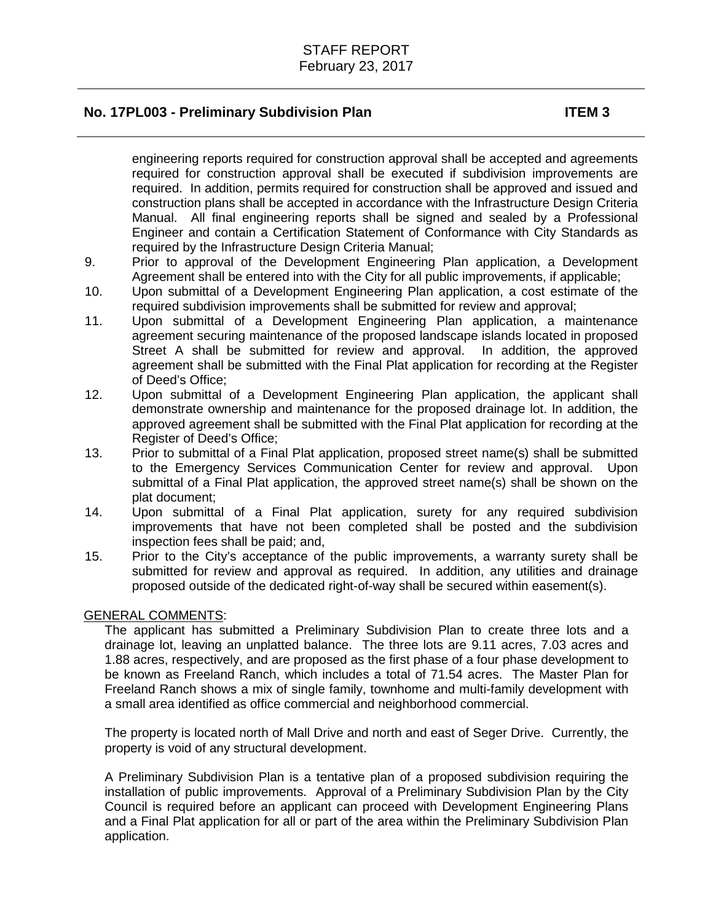engineering reports required for construction approval shall be accepted and agreements required for construction approval shall be executed if subdivision improvements are required. In addition, permits required for construction shall be approved and issued and construction plans shall be accepted in accordance with the Infrastructure Design Criteria Manual. All final engineering reports shall be signed and sealed by a Professional Engineer and contain a Certification Statement of Conformance with City Standards as required by the Infrastructure Design Criteria Manual;

9. Prior to approval of the Development Engineering Plan application, a Development Agreement shall be entered into with the City for all public improvements, if applicable;
10. Upon submittal of a Development Engineering Plan application, a cost estimate of the required subdivision improvements shall be submitted for review and approval;
11. Upon submittal of a Development Engineering Plan application, a maintenance agreement securing maintenance of the proposed landscape islands located in proposed Street A shall be submitted for review and approval. In addition, the approved agreement shall be submitted with the Final Plat application for recording at the Register of Deed's Office;
12. Upon submittal of a Development Engineering Plan application, the applicant shall demonstrate ownership and maintenance for the proposed drainage lot. In addition, the approved agreement shall be submitted with the Final Plat application for recording at the Register of Deed's Office;
13. Prior to submittal of a Final Plat application, proposed street name(s) shall be submitted to the Emergency Services Communication Center for review and approval. Upon submittal of a Final Plat application, the approved street name(s) shall be shown on the plat document;
14. Upon submittal of a Final Plat application, surety for any required subdivision improvements that have not been completed shall be posted and the subdivision inspection fees shall be paid; and,
15. Prior to the City's acceptance of the public improvements, a warranty surety shall be submitted for review and approval as required. In addition, any utilities and drainage proposed outside of the dedicated right-of-way shall be secured within easement(s).

GENERAL COMMENTS:

The applicant has submitted a Preliminary Subdivision Plan to create three lots and a drainage lot, leaving an unplatted balance. The three lots are 9.11 acres, 7.03 acres and 1.88 acres, respectively, and are proposed as the first phase of a four phase development to be known as Freeland Ranch, which includes a total of 71.54 acres. The Master Plan for Freeland Ranch shows a mix of single family, townhome and multi-family development with a small area identified as office commercial and neighborhood commercial.

The property is located north of Mall Drive and north and east of Seger Drive. Currently, the property is void of any structural development.

A Preliminary Subdivision Plan is a tentative plan of a proposed subdivision requiring the installation of public improvements. Approval of a Preliminary Subdivision Plan by the City Council is required before an applicant can proceed with Development Engineering Plans and a Final Plat application for all or part of the area within the Preliminary Subdivision Plan application.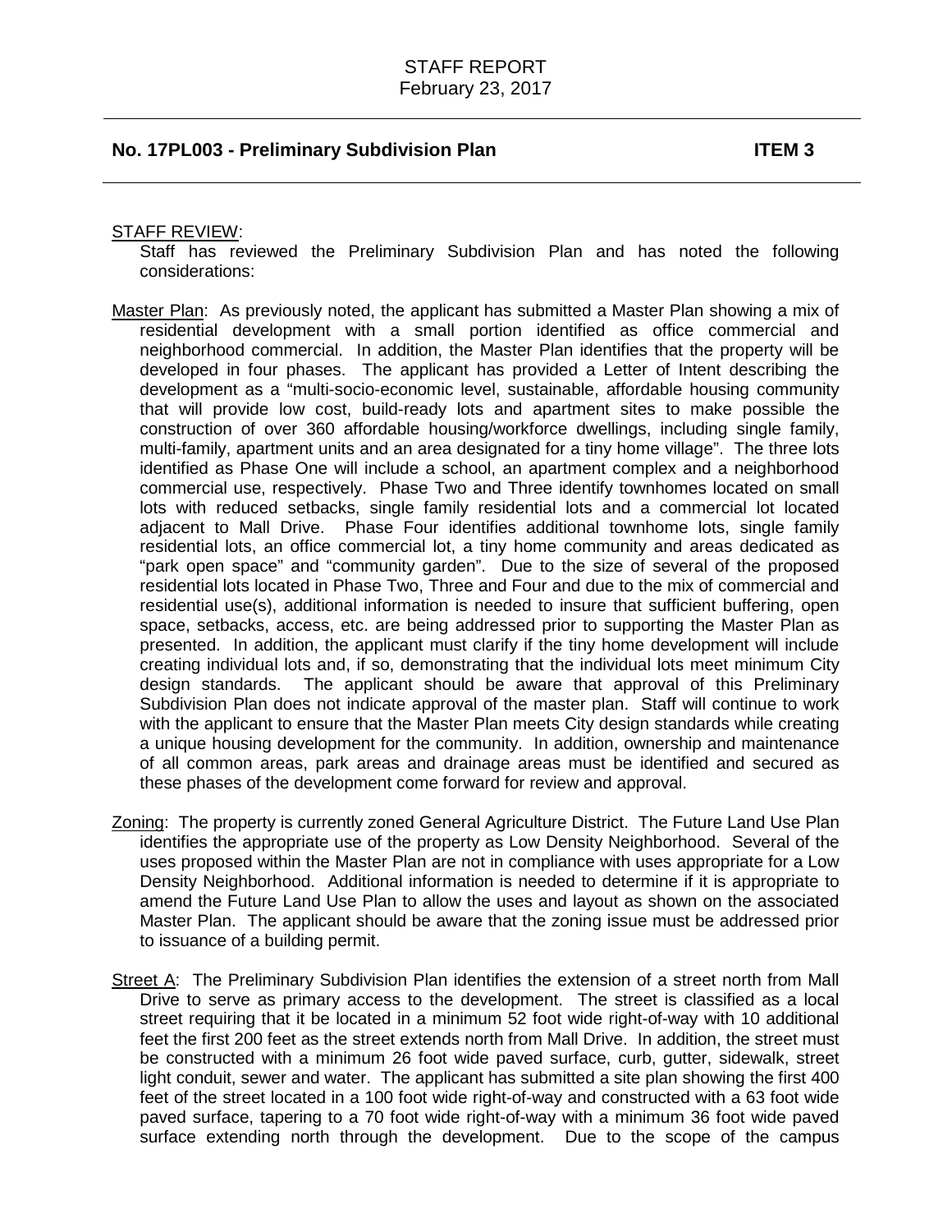STAFF REPORT
February 23, 2017

**No. 17PL003 - Preliminary Subdivision Plan** **ITEM 3**

STAFF REVIEW:

Staff has reviewed the Preliminary Subdivision Plan and has noted the following considerations:

Master Plan: As previously noted, the applicant has submitted a Master Plan showing a mix of residential development with a small portion identified as office commercial and neighborhood commercial. In addition, the Master Plan identifies that the property will be developed in four phases. The applicant has provided a Letter of Intent describing the development as a "multi-socio-economic level, sustainable, affordable housing community that will provide low cost, build-ready lots and apartment sites to make possible the construction of over 360 affordable housing/workforce dwellings, including single family, multi-family, apartment units and an area designated for a tiny home village". The three lots identified as Phase One will include a school, an apartment complex and a neighborhood commercial use, respectively. Phase Two and Three identify townhomes located on small lots with reduced setbacks, single family residential lots and a commercial lot located adjacent to Mall Drive. Phase Four identifies additional townhome lots, single family residential lots, an office commercial lot, a tiny home community and areas dedicated as "park open space" and "community garden". Due to the size of several of the proposed residential lots located in Phase Two, Three and Four and due to the mix of commercial and residential use(s), additional information is needed to insure that sufficient buffering, open space, setbacks, access, etc. are being addressed prior to supporting the Master Plan as presented. In addition, the applicant must clarify if the tiny home development will include creating individual lots and, if so, demonstrating that the individual lots meet minimum City design standards. The applicant should be aware that approval of this Preliminary Subdivision Plan does not indicate approval of the master plan. Staff will continue to work with the applicant to ensure that the Master Plan meets City design standards while creating a unique housing development for the community. In addition, ownership and maintenance of all common areas, park areas and drainage areas must be identified and secured as these phases of the development come forward for review and approval.

Zoning: The property is currently zoned General Agriculture District. The Future Land Use Plan identifies the appropriate use of the property as Low Density Neighborhood. Several of the uses proposed within the Master Plan are not in compliance with uses appropriate for a Low Density Neighborhood. Additional information is needed to determine if it is appropriate to amend the Future Land Use Plan to allow the uses and layout as shown on the associated Master Plan. The applicant should be aware that the zoning issue must be addressed prior to issuance of a building permit.

Street A: The Preliminary Subdivision Plan identifies the extension of a street north from Mall Drive to serve as primary access to the development. The street is classified as a local street requiring that it be located in a minimum 52 foot wide right-of-way with 10 additional feet the first 200 feet as the street extends north from Mall Drive. In addition, the street must be constructed with a minimum 26 foot wide paved surface, curb, gutter, sidewalk, street light conduit, sewer and water. The applicant has submitted a site plan showing the first 400 feet of the street located in a 100 foot wide right-of-way and constructed with a 63 foot wide paved surface, tapering to a 70 foot wide right-of-way with a minimum 36 foot wide paved surface extending north through the development. Due to the scope of the campus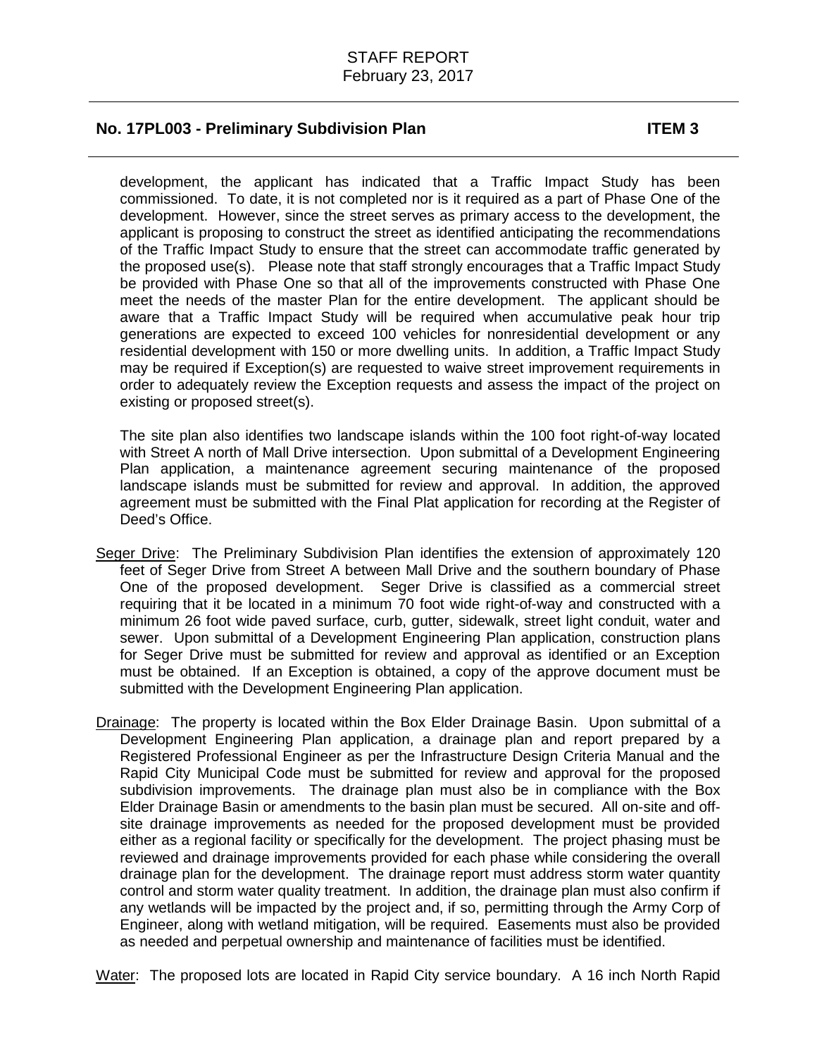development, the applicant has indicated that a Traffic Impact Study has been commissioned. To date, it is not completed nor is it required as a part of Phase One of the development. However, since the street serves as primary access to the development, the applicant is proposing to construct the street as identified anticipating the recommendations of the Traffic Impact Study to ensure that the street can accommodate traffic generated by the proposed use(s). Please note that staff strongly encourages that a Traffic Impact Study be provided with Phase One so that all of the improvements constructed with Phase One meet the needs of the master Plan for the entire development. The applicant should be aware that a Traffic Impact Study will be required when accumulative peak hour trip generations are expected to exceed 100 vehicles for nonresidential development or any residential development with 150 or more dwelling units. In addition, a Traffic Impact Study may be required if Exception(s) are requested to waive street improvement requirements in order to adequately review the Exception requests and assess the impact of the project on existing or proposed street(s).

The site plan also identifies two landscape islands within the 100 foot right-of-way located with Street A north of Mall Drive intersection. Upon submittal of a Development Engineering Plan application, a maintenance agreement securing maintenance of the proposed landscape islands must be submitted for review and approval. In addition, the approved agreement must be submitted with the Final Plat application for recording at the Register of Deed's Office.

Seger Drive: The Preliminary Subdivision Plan identifies the extension of approximately 120 feet of Seger Drive from Street A between Mall Drive and the southern boundary of Phase One of the proposed development. Seger Drive is classified as a commercial street requiring that it be located in a minimum 70 foot wide right-of-way and constructed with a minimum 26 foot wide paved surface, curb, gutter, sidewalk, street light conduit, water and sewer. Upon submittal of a Development Engineering Plan application, construction plans for Seger Drive must be submitted for review and approval as identified or an Exception must be obtained. If an Exception is obtained, a copy of the approve document must be submitted with the Development Engineering Plan application.

Drainage: The property is located within the Box Elder Drainage Basin. Upon submittal of a Development Engineering Plan application, a drainage plan and report prepared by a Registered Professional Engineer as per the Infrastructure Design Criteria Manual and the Rapid City Municipal Code must be submitted for review and approval for the proposed subdivision improvements. The drainage plan must also be in compliance with the Box Elder Drainage Basin or amendments to the basin plan must be secured. All on-site and off-site drainage improvements as needed for the proposed development must be provided either as a regional facility or specifically for the development. The project phasing must be reviewed and drainage improvements provided for each phase while considering the overall drainage plan for the development. The drainage report must address storm water quantity control and storm water quality treatment. In addition, the drainage plan must also confirm if any wetlands will be impacted by the project and, if so, permitting through the Army Corp of Engineer, along with wetland mitigation, will be required. Easements must also be provided as needed and perpetual ownership and maintenance of facilities must be identified.

Water: The proposed lots are located in Rapid City service boundary. A 16 inch North Rapid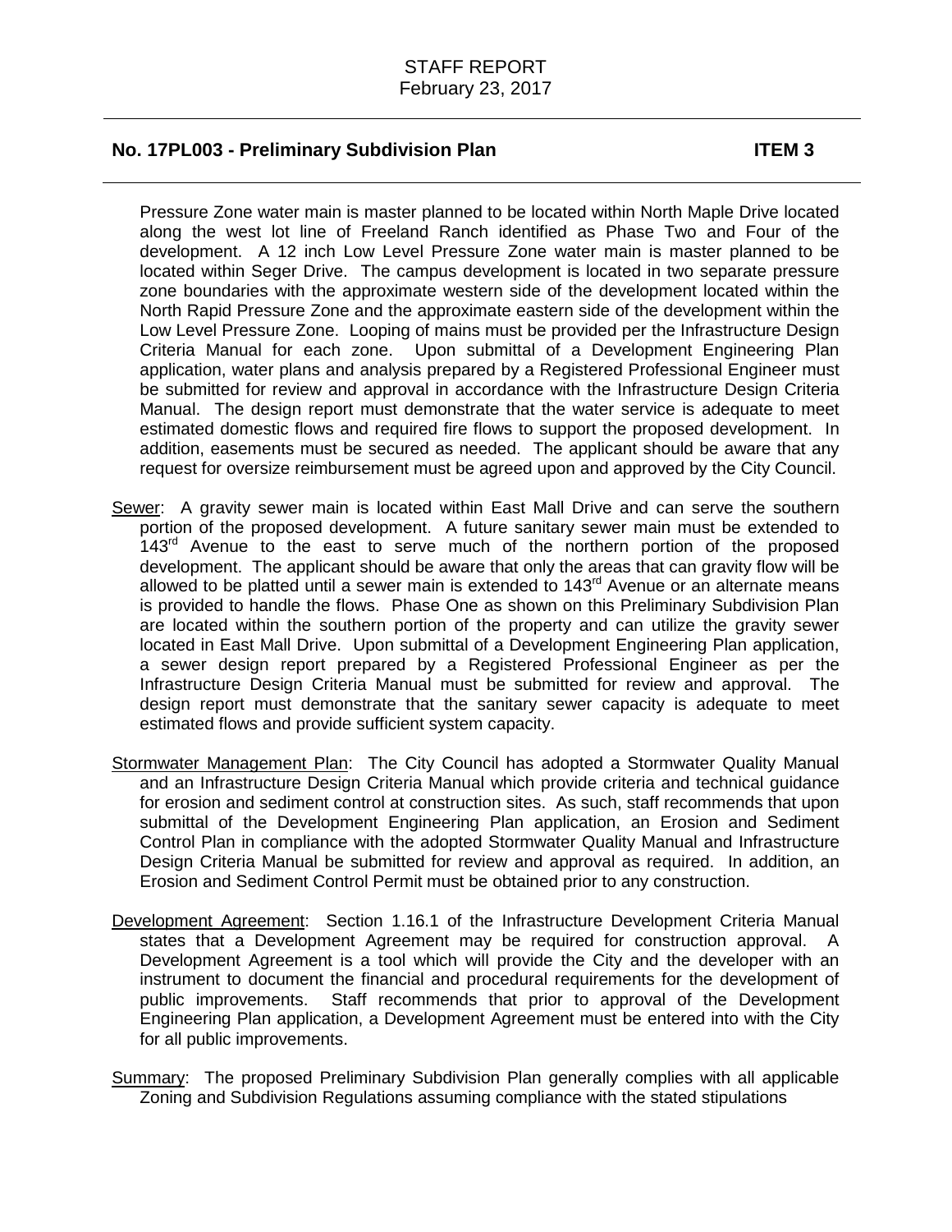Pressure Zone water main is master planned to be located within North Maple Drive located along the west lot line of Freeland Ranch identified as Phase Two and Four of the development. A 12 inch Low Level Pressure Zone water main is master planned to be located within Seger Drive. The campus development is located in two separate pressure zone boundaries with the approximate western side of the development located within the North Rapid Pressure Zone and the approximate eastern side of the development within the Low Level Pressure Zone. Looping of mains must be provided per the Infrastructure Design Criteria Manual for each zone. Upon submittal of a Development Engineering Plan application, water plans and analysis prepared by a Registered Professional Engineer must be submitted for review and approval in accordance with the Infrastructure Design Criteria Manual. The design report must demonstrate that the water service is adequate to meet estimated domestic flows and required fire flows to support the proposed development. In addition, easements must be secured as needed. The applicant should be aware that any request for oversize reimbursement must be agreed upon and approved by the City Council.

Sewer: A gravity sewer main is located within East Mall Drive and can serve the southern portion of the proposed development. A future sanitary sewer main must be extended to 143rd Avenue to the east to serve much of the northern portion of the proposed development. The applicant should be aware that only the areas that can gravity flow will be allowed to be platted until a sewer main is extended to 143rd Avenue or an alternate means is provided to handle the flows. Phase One as shown on this Preliminary Subdivision Plan are located within the southern portion of the property and can utilize the gravity sewer located in East Mall Drive. Upon submittal of a Development Engineering Plan application, a sewer design report prepared by a Registered Professional Engineer as per the Infrastructure Design Criteria Manual must be submitted for review and approval. The design report must demonstrate that the sanitary sewer capacity is adequate to meet estimated flows and provide sufficient system capacity.

Stormwater Management Plan: The City Council has adopted a Stormwater Quality Manual and an Infrastructure Design Criteria Manual which provide criteria and technical guidance for erosion and sediment control at construction sites. As such, staff recommends that upon submittal of the Development Engineering Plan application, an Erosion and Sediment Control Plan in compliance with the adopted Stormwater Quality Manual and Infrastructure Design Criteria Manual be submitted for review and approval as required. In addition, an Erosion and Sediment Control Permit must be obtained prior to any construction.

Development Agreement: Section 1.16.1 of the Infrastructure Development Criteria Manual states that a Development Agreement may be required for construction approval. A Development Agreement is a tool which will provide the City and the developer with an instrument to document the financial and procedural requirements for the development of public improvements. Staff recommends that prior to approval of the Development Engineering Plan application, a Development Agreement must be entered into with the City for all public improvements.

Summary: The proposed Preliminary Subdivision Plan generally complies with all applicable Zoning and Subdivision Regulations assuming compliance with the stated stipulations